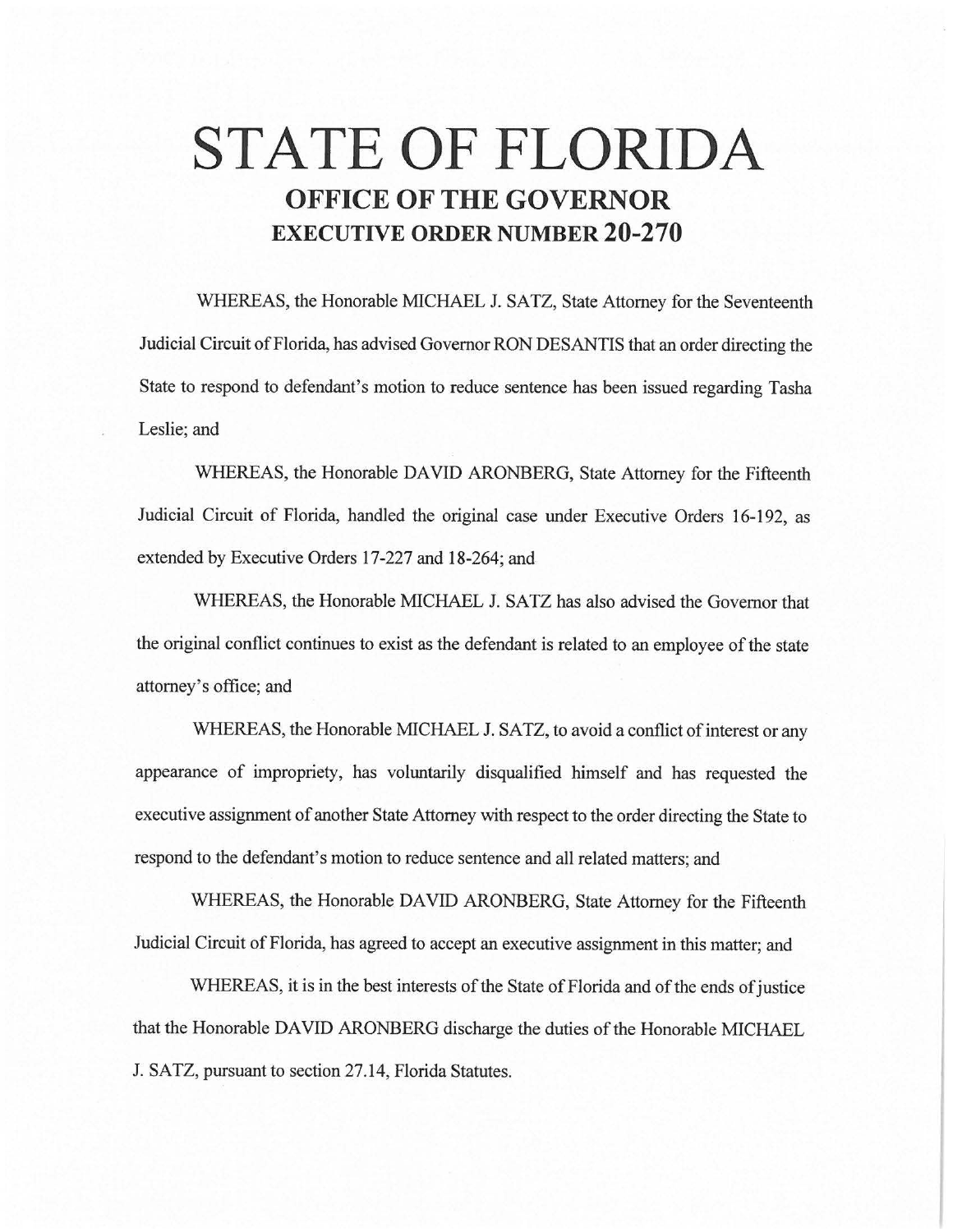# STATE OF FLORIDA

## OFFICE OF THE GOVERNOR

## EXECUTIVE ORDER NUMBER 20-270

WHEREAS, the Honorable MICHAEL J. SATZ, State Attorney for the Seventeenth Judicial Circuit of Florida, has advised Governor RON DESANTIS that an order directing the State to respond to defendant's motion to reduce sentence has been issued regarding Tasha Leslie; and

WHEREAS, the Honorable DAVID ARONBERG, State Attorney for the Fifteenth Judicial Circuit of Florida, handled the original case under Executive Orders 16-192, as extended by Executive Orders 17-227 and 18-264; and

WHEREAS, the Honorable MICHAEL J. SATZ has also advised the Governor that the original conflict continues to exist as the defendant is related to an employee of the state attorney's office; and

WHEREAS, the Honorable MICHAEL J. SATZ, to avoid a conflict of interest or any appearance of impropriety, has voluntarily disqualified himself and has requested the executive assignment of another State Attorney with respect to the order directing the State to respond to the defendant's motion to reduce sentence and all related matters; and

WHEREAS, the Honorable DAVID ARONBERG, State Attorney for the Fifteenth Judicial Circuit of Florida, has agreed to accept an executive assignment in this matter; and

WHEREAS, it is in the best interests of the State of Florida and of the ends of justice that the Honorable DAVID ARONBERG discharge the duties of the Honorable MICHAEL J. SATZ, pursuant to section 27.14, Florida Statutes.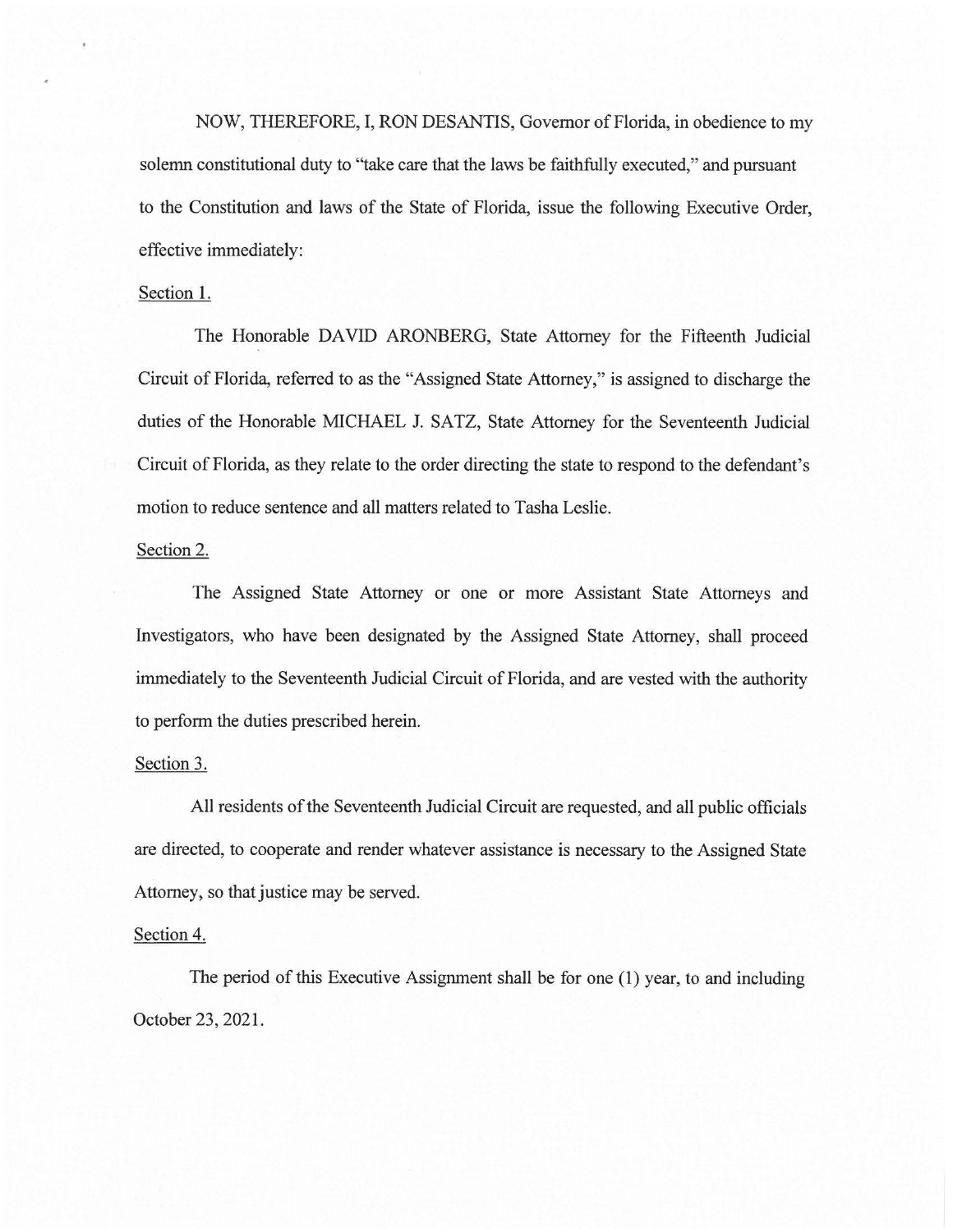NOW, THEREFORE, I, RON DESANTIS, Governor of Florida, in obedience to my solemn constitutional duty to "take care that the laws be faithfully executed," and pursuant to the Constitution and laws of the State of Florida, issue the following Executive Order, effective immediately:

<u>Section 1.</u>

The Honorable DAVID ARONBERG, State Attorney for the Fifteenth Judicial Circuit of Florida, referred to as the "Assigned State Attorney," is assigned to discharge the duties of the Honorable MICHAEL J. SATZ, State Attorney for the Seventeenth Judicial Circuit of Florida, as they relate to the order directing the state to respond to the defendant's motion to reduce sentence and all matters related to Tasha Leslie.

<u>Section 2.</u>

The Assigned State Attorney or one or more Assistant State Attorneys and Investigators, who have been designated by the Assigned State Attorney, shall proceed immediately to the Seventeenth Judicial Circuit of Florida, and are vested with the authority to perform the duties prescribed herein.

<u>Section 3.</u>

All residents of the Seventeenth Judicial Circuit are requested, and all public officials are directed, to cooperate and render whatever assistance is necessary to the Assigned State Attorney, so that justice may be served.

<u>Section 4.</u>

The period of this Executive Assignment shall be for one (1) year, to and including October 23, 2021.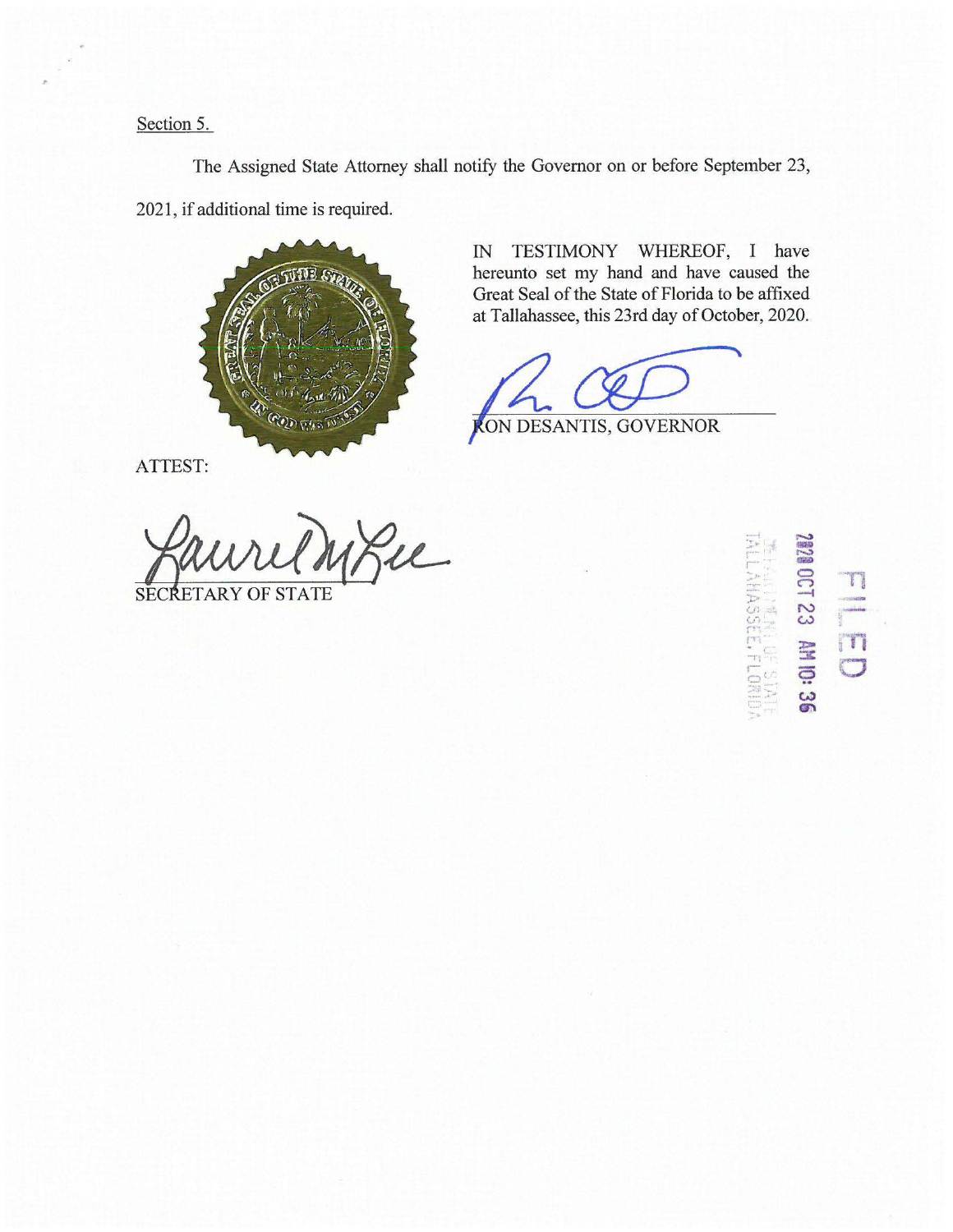Section 5.

The Assigned State Attorney shall notify the Governor on or before September 23, 2021, if additional time is required.

IN TESTIMONY WHEREOF, I have hereunto set my hand and have caused the Great Seal of the State of Florida to be affixed at Tallahassee, this 23rd day of October, 2020.

RON DESANTIS, GOVERNOR

ATTEST:

SECRETARY OF STATE

FILED

2020 OCT 23 AM 10: 36

DEPARTMENT OF STATE
TALLAHASSEE, FLORIDA